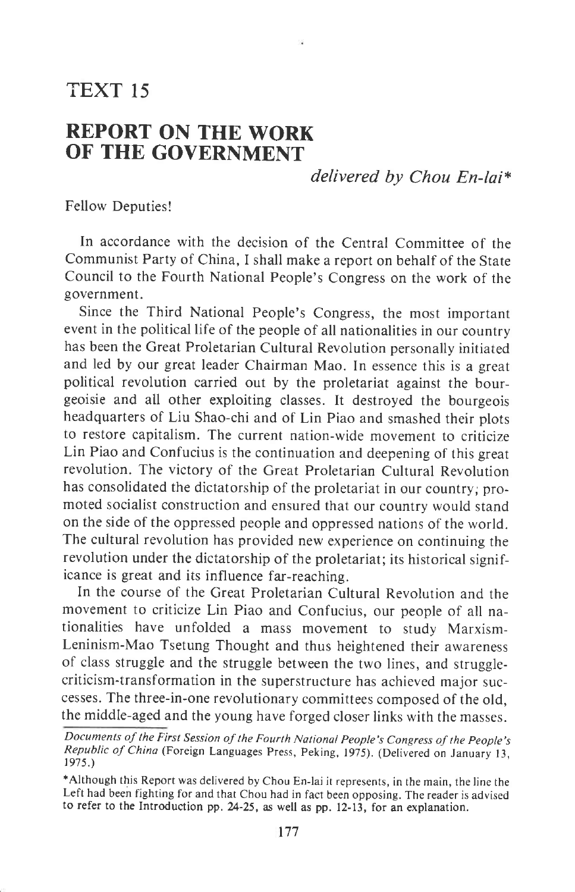# TEXT 15

## REPORT ON THE WORK OF THE GOVERNMENT

*delivered by Chou En-lai**

Fellow Deputies!

In accordance with the decision of the Central Committee of the Communist Party of China, I shall make a report on behalf of the State Council to the Fourth National People's Congress on the work of the government.

Since the Third National People's Congress, the most important event in the political life of the people of all nationalities in our country has been the Great Proletarian Cultural Revolution personally initiated and led by our great leader Chairman Mao. In essence this is a great political revolution carried out by the proletariat against the bourgeoisie and all other exploiting classes. It destroyed the bourgeois headquarters of Liu Shao-chi and of Lin Piao and smashed their plots to restore capitalism. The current nation-wide movement to criticize Lin Piao and Confucius is the continuation and deepening of this great revolution. The victory of the Great Proletarian Cultural Revolution has consolidated the dictatorship of the proletariat in our country; promoted socialist construction and ensured that our country would stand on the side of the oppressed people and oppressed nations of the world. The cultural revolution has provided new experience on continuing the revolution under the dictatorship of the proletariat; its historical significance is great and its influence far-reaching.

In the course of the Great Proletarian Cultural Revolution and the movement to criticize Lin Piao and Confucius, our people of all nationalities have unfolded a mass movement to study Marxism-Leninism-Mao Tsetung Thought and thus heightened their awareness of class struggle and the struggle between the two lines, and struggle-criticism-transformation in the superstructure has achieved major successes. The three-in-one revolutionary committees composed of the old, the middle-aged and the young have forged closer links with the masses.

---

*Documents of the First Session of the Fourth National People's Congress of the People's Republic of China* (Foreign Languages Press, Peking, 1975). (Delivered on January 13, 1975.)

*Although this Report was delivered by Chou En-lai it represents, in the main, the line the Left had been fighting for and that Chou had in fact been opposing. The reader is advised to refer to the Introduction pp. 24-25, as well as pp. 12-13, for an explanation.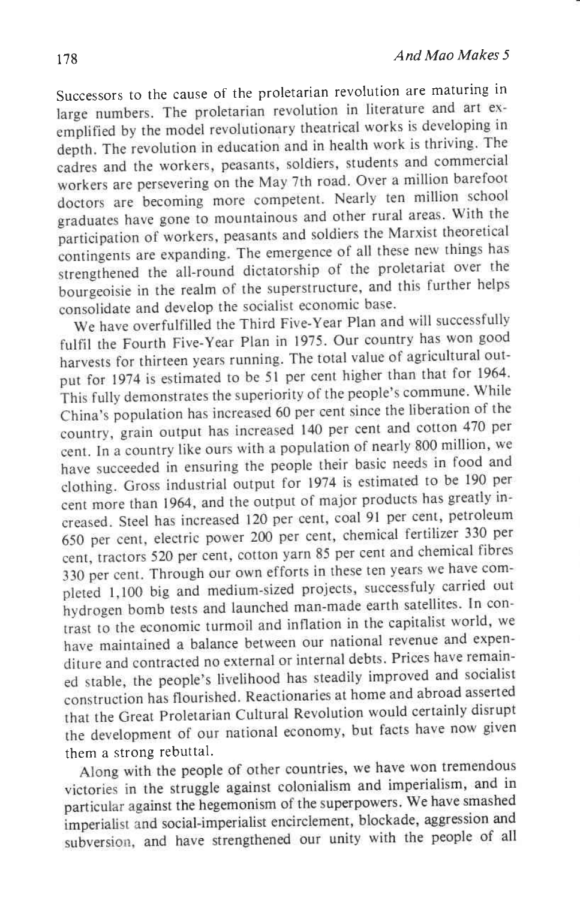Successors to the cause of the proletarian revolution are maturing in large numbers. The proletarian revolution in literature and art exemplified by the model revolutionary theatrical works is developing in depth. The revolution in education and in health work is thriving. The cadres and the workers, peasants, soldiers, students and commercial workers are persevering on the May 7th road. Over a million barefoot doctors are becoming more competent. Nearly ten million school graduates have gone to mountainous and other rural areas. With the participation of workers, peasants and soldiers the Marxist theoretical contingents are expanding. The emergence of all these new things has strengthened the all-round dictatorship of the proletariat over the bourgeoisie in the realm of the superstructure, and this further helps consolidate and develop the socialist economic base.

We have overfulfilled the Third Five-Year Plan and will successfully fulfil the Fourth Five-Year Plan in 1975. Our country has won good harvests for thirteen years running. The total value of agricultural output for 1974 is estimated to be 51 per cent higher than that for 1964. This fully demonstrates the superiority of the people's commune. While China's population has increased 60 per cent since the liberation of the country, grain output has increased 140 per cent and cotton 470 per cent. In a country like ours with a population of nearly 800 million, we have succeeded in ensuring the people their basic needs in food and clothing. Gross industrial output for 1974 is estimated to be 190 per cent more than 1964, and the output of major products has greatly increased. Steel has increased 120 per cent, coal 91 per cent, petroleum 650 per cent, electric power 200 per cent, chemical fertilizer 330 per cent, tractors 520 per cent, cotton yarn 85 per cent and chemical fibres 330 per cent. Through our own efforts in these ten years we have completed 1,100 big and medium-sized projects, successfuly carried out hydrogen bomb tests and launched man-made earth satellites. In contrast to the economic turmoil and inflation in the capitalist world, we have maintained a balance between our national revenue and expenditure and contracted no external or internal debts. Prices have remained stable, the people's livelihood has steadily improved and socialist construction has flourished. Reactionaries at home and abroad asserted that the Great Proletarian Cultural Revolution would certainly disrupt the development of our national economy, but facts have now given them a strong rebuttal.

Along with the people of other countries, we have won tremendous victories in the struggle against colonialism and imperialism, and in particular against the hegemonism of the superpowers. We have smashed imperialist and social-imperialist encirclement, blockade, aggression and subversion, and have strengthened our unity with the people of all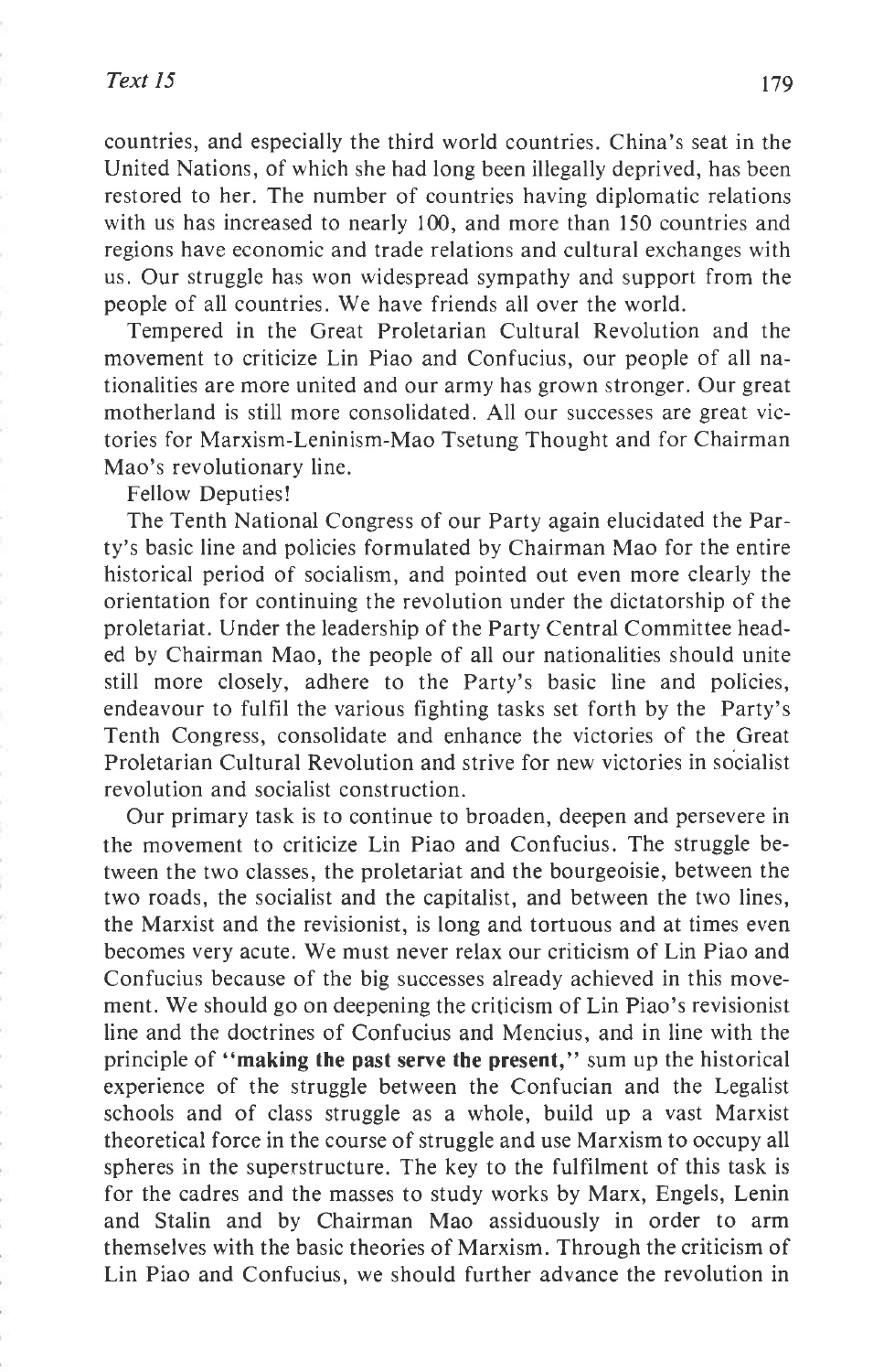countries, and especially the third world countries. China's seat in the United Nations, of which she had long been illegally deprived, has been restored to her. The number of countries having diplomatic relations with us has increased to nearly 100, and more than 150 countries and regions have economic and trade relations and cultural exchanges with us. Our struggle has won widespread sympathy and support from the people of all countries. We have friends all over the world.

Tempered in the Great Proletarian Cultural Revolution and the movement to criticize Lin Piao and Confucius, our people of all nationalities are more united and our army has grown stronger. Our great motherland is still more consolidated. All our successes are great victories for Marxism-Leninism-Mao Tsetung Thought and for Chairman Mao's revolutionary line.

Fellow Deputies!

The Tenth National Congress of our Party again elucidated the Party's basic line and policies formulated by Chairman Mao for the entire historical period of socialism, and pointed out even more clearly the orientation for continuing the revolution under the dictatorship of the proletariat. Under the leadership of the Party Central Committee headed by Chairman Mao, the people of all our nationalities should unite still more closely, adhere to the Party's basic line and policies, endeavour to fulfil the various fighting tasks set forth by the Party's Tenth Congress, consolidate and enhance the victories of the Great Proletarian Cultural Revolution and strive for new victories in socialist revolution and socialist construction.

Our primary task is to continue to broaden, deepen and persevere in the movement to criticize Lin Piao and Confucius. The struggle between the two classes, the proletariat and the bourgeoisie, between the two roads, the socialist and the capitalist, and between the two lines, the Marxist and the revisionist, is long and tortuous and at times even becomes very acute. We must never relax our criticism of Lin Piao and Confucius because of the big successes already achieved in this movement. We should go on deepening the criticism of Lin Piao's revisionist line and the doctrines of Confucius and Mencius, and in line with the principle of **"making the past serve the present,"** sum up the historical experience of the struggle between the Confucian and the Legalist schools and of class struggle as a whole, build up a vast Marxist theoretical force in the course of struggle and use Marxism to occupy all spheres in the superstructure. The key to the fulfilment of this task is for the cadres and the masses to study works by Marx, Engels, Lenin and Stalin and by Chairman Mao assiduously in order to arm themselves with the basic theories of Marxism. Through the criticism of Lin Piao and Confucius, we should further advance the revolution in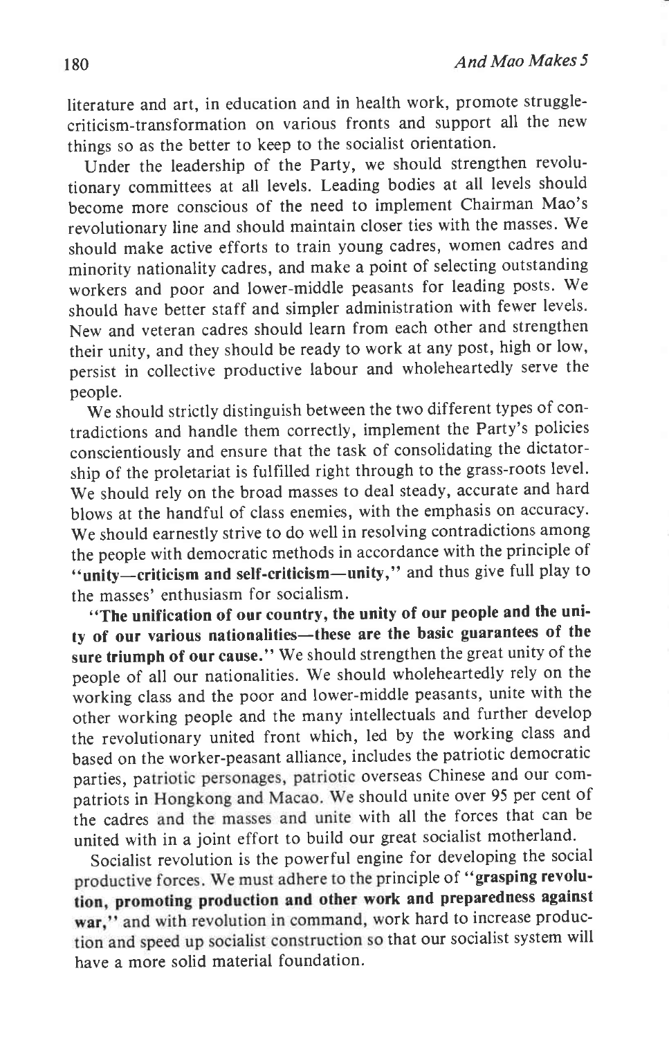literature and art, in education and in health work, promote struggle-criticism-transformation on various fronts and support all the new things so as the better to keep to the socialist orientation.

Under the leadership of the Party, we should strengthen revolutionary committees at all levels. Leading bodies at all levels should become more conscious of the need to implement Chairman Mao's revolutionary line and should maintain closer ties with the masses. We should make active efforts to train young cadres, women cadres and minority nationality cadres, and make a point of selecting outstanding workers and poor and lower-middle peasants for leading posts. We should have better staff and simpler administration with fewer levels. New and veteran cadres should learn from each other and strengthen their unity, and they should be ready to work at any post, high or low, persist in collective productive labour and wholeheartedly serve the people.

We should strictly distinguish between the two different types of contradictions and handle them correctly, implement the Party's policies conscientiously and ensure that the task of consolidating the dictatorship of the proletariat is fulfilled right through to the grass-roots level. We should rely on the broad masses to deal steady, accurate and hard blows at the handful of class enemies, with the emphasis on accuracy. We should earnestly strive to do well in resolving contradictions among the people with democratic methods in accordance with the principle of "**unity—criticism and self-criticism—unity**," and thus give full play to the masses' enthusiasm for socialism.

"**The unification of our country, the unity of our people and the unity of our various nationalities—these are the basic guarantees of the sure triumph of our cause.**" We should strengthen the great unity of the people of all our nationalities. We should wholeheartedly rely on the working class and the poor and lower-middle peasants, unite with the other working people and the many intellectuals and further develop the revolutionary united front which, led by the working class and based on the worker-peasant alliance, includes the patriotic democratic parties, patriotic personages, patriotic overseas Chinese and our compatriots in Hongkong and Macao. We should unite over 95 per cent of the cadres and the masses and unite with all the forces that can be united with in a joint effort to build our great socialist motherland.

Socialist revolution is the powerful engine for developing the social productive forces. We must adhere to the principle of "**grasping revolution, promoting production and other work and preparedness against war,**" and with revolution in command, work hard to increase production and speed up socialist construction so that our socialist system will have a more solid material foundation.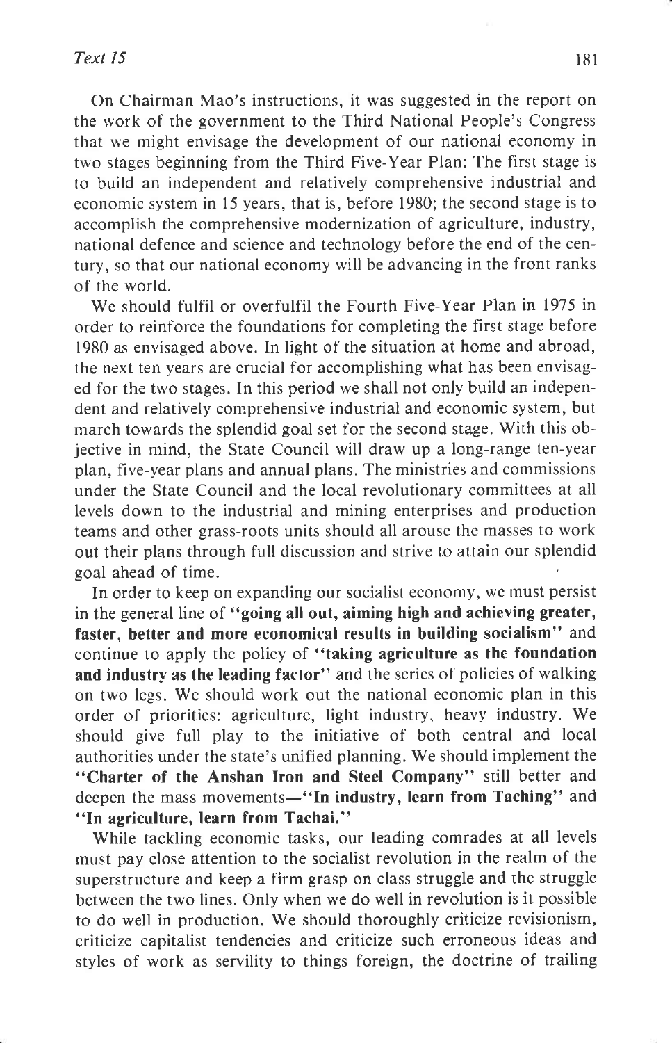On Chairman Mao's instructions, it was suggested in the report on the work of the government to the Third National People's Congress that we might envisage the development of our national economy in two stages beginning from the Third Five-Year Plan: The first stage is to build an independent and relatively comprehensive industrial and economic system in 15 years, that is, before 1980; the second stage is to accomplish the comprehensive modernization of agriculture, industry, national defence and science and technology before the end of the century, so that our national economy will be advancing in the front ranks of the world.

We should fulfil or overfulfil the Fourth Five-Year Plan in 1975 in order to reinforce the foundations for completing the first stage before 1980 as envisaged above. In light of the situation at home and abroad, the next ten years are crucial for accomplishing what has been envisaged for the two stages. In this period we shall not only build an independent and relatively comprehensive industrial and economic system, but march towards the splendid goal set for the second stage. With this objective in mind, the State Council will draw up a long-range ten-year plan, five-year plans and annual plans. The ministries and commissions under the State Council and the local revolutionary committees at all levels down to the industrial and mining enterprises and production teams and other grass-roots units should all arouse the masses to work out their plans through full discussion and strive to attain our splendid goal ahead of time.

In order to keep on expanding our socialist economy, we must persist in the general line of **"going all out, aiming high and achieving greater, faster, better and more economical results in building socialism"** and continue to apply the policy of **"taking agriculture as the foundation and industry as the leading factor"** and the series of policies of walking on two legs. We should work out the national economic plan in this order of priorities: agriculture, light industry, heavy industry. We should give full play to the initiative of both central and local authorities under the state's unified planning. We should implement the **"Charter of the Anshan Iron and Steel Company"** still better and deepen the mass movements—**"In industry, learn from Taching"** and **"In agriculture, learn from Tachai."**

While tackling economic tasks, our leading comrades at all levels must pay close attention to the socialist revolution in the realm of the superstructure and keep a firm grasp on class struggle and the struggle between the two lines. Only when we do well in revolution is it possible to do well in production. We should thoroughly criticize revisionism, criticize capitalist tendencies and criticize such erroneous ideas and styles of work as servility to things foreign, the doctrine of trailing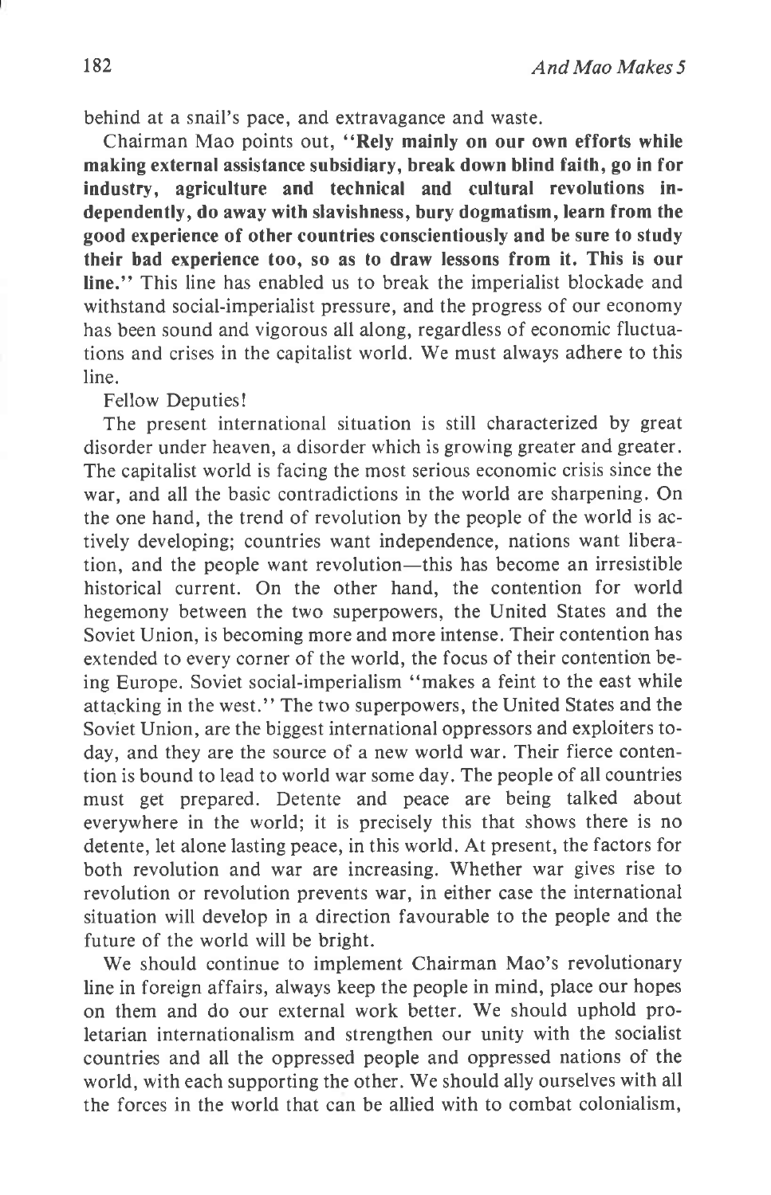behind at a snail's pace, and extravagance and waste.

Chairman Mao points out, "**Rely mainly on our own efforts while making external assistance subsidiary, break down blind faith, go in for industry, agriculture and technical and cultural revolutions independently, do away with slavishness, bury dogmatism, learn from the good experience of other countries conscientiously and be sure to study their bad experience too, so as to draw lessons from it. This is our line.**" This line has enabled us to break the imperialist blockade and withstand social-imperialist pressure, and the progress of our economy has been sound and vigorous all along, regardless of economic fluctuations and crises in the capitalist world. We must always adhere to this line.

Fellow Deputies!

The present international situation is still characterized by great disorder under heaven, a disorder which is growing greater and greater. The capitalist world is facing the most serious economic crisis since the war, and all the basic contradictions in the world are sharpening. On the one hand, the trend of revolution by the people of the world is actively developing; countries want independence, nations want liberation, and the people want revolution—this has become an irresistible historical current. On the other hand, the contention for world hegemony between the two superpowers, the United States and the Soviet Union, is becoming more and more intense. Their contention has extended to every corner of the world, the focus of their contention being Europe. Soviet social-imperialism "makes a feint to the east while attacking in the west." The two superpowers, the United States and the Soviet Union, are the biggest international oppressors and exploiters today, and they are the source of a new world war. Their fierce contention is bound to lead to world war some day. The people of all countries must get prepared. Detente and peace are being talked about everywhere in the world; it is precisely this that shows there is no detente, let alone lasting peace, in this world. At present, the factors for both revolution and war are increasing. Whether war gives rise to revolution or revolution prevents war, in either case the international situation will develop in a direction favourable to the people and the future of the world will be bright.

We should continue to implement Chairman Mao's revolutionary line in foreign affairs, always keep the people in mind, place our hopes on them and do our external work better. We should uphold proletarian internationalism and strengthen our unity with the socialist countries and all the oppressed people and oppressed nations of the world, with each supporting the other. We should ally ourselves with all the forces in the world that can be allied with to combat colonialism,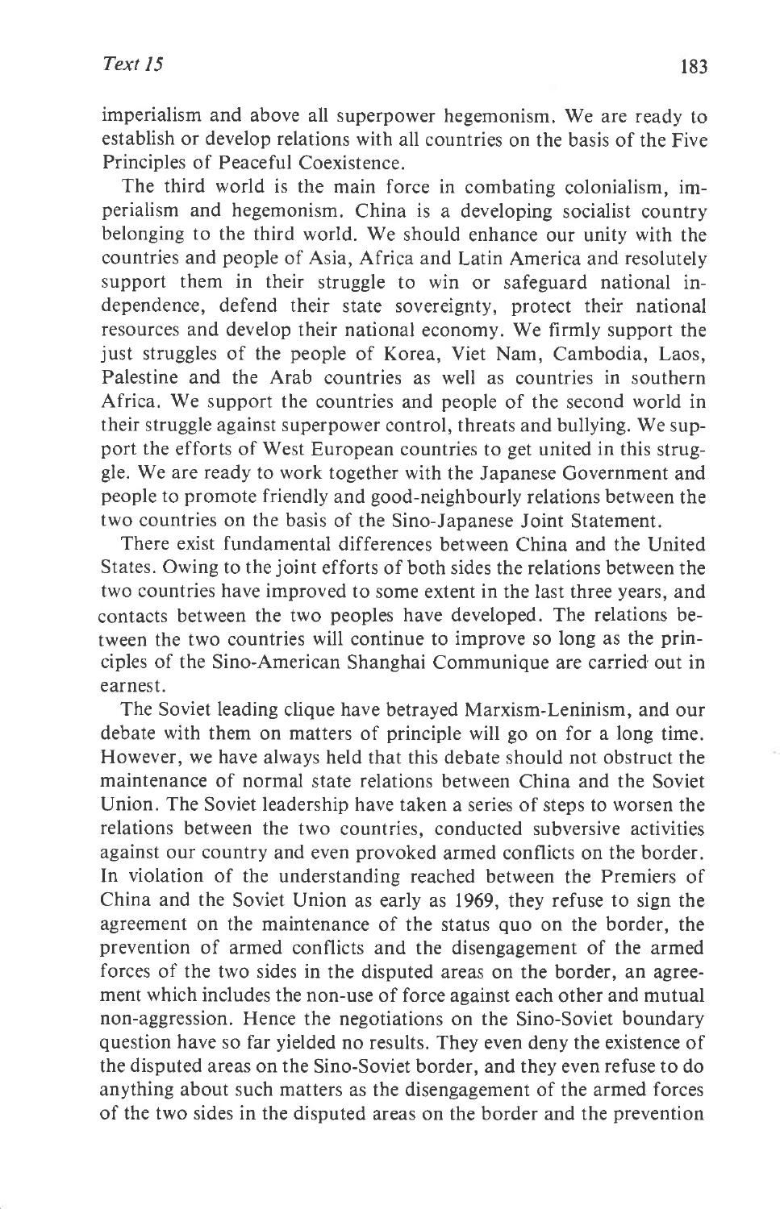imperialism and above all superpower hegemonism. We are ready to establish or develop relations with all countries on the basis of the Five Principles of Peaceful Coexistence.

The third world is the main force in combating colonialism, imperialism and hegemonism. China is a developing socialist country belonging to the third world. We should enhance our unity with the countries and people of Asia, Africa and Latin America and resolutely support them in their struggle to win or safeguard national independence, defend their state sovereignty, protect their national resources and develop their national economy. We firmly support the just struggles of the people of Korea, Viet Nam, Cambodia, Laos, Palestine and the Arab countries as well as countries in southern Africa. We support the countries and people of the second world in their struggle against superpower control, threats and bullying. We support the efforts of West European countries to get united in this struggle. We are ready to work together with the Japanese Government and people to promote friendly and good-neighbourly relations between the two countries on the basis of the Sino-Japanese Joint Statement.

There exist fundamental differences between China and the United States. Owing to the joint efforts of both sides the relations between the two countries have improved to some extent in the last three years, and contacts between the two peoples have developed. The relations between the two countries will continue to improve so long as the principles of the Sino-American Shanghai Communique are carried out in earnest.

The Soviet leading clique have betrayed Marxism-Leninism, and our debate with them on matters of principle will go on for a long time. However, we have always held that this debate should not obstruct the maintenance of normal state relations between China and the Soviet Union. The Soviet leadership have taken a series of steps to worsen the relations between the two countries, conducted subversive activities against our country and even provoked armed conflicts on the border. In violation of the understanding reached between the Premiers of China and the Soviet Union as early as 1969, they refuse to sign the agreement on the maintenance of the status quo on the border, the prevention of armed conflicts and the disengagement of the armed forces of the two sides in the disputed areas on the border, an agreement which includes the non-use of force against each other and mutual non-aggression. Hence the negotiations on the Sino-Soviet boundary question have so far yielded no results. They even deny the existence of the disputed areas on the Sino-Soviet border, and they even refuse to do anything about such matters as the disengagement of the armed forces of the two sides in the disputed areas on the border and the prevention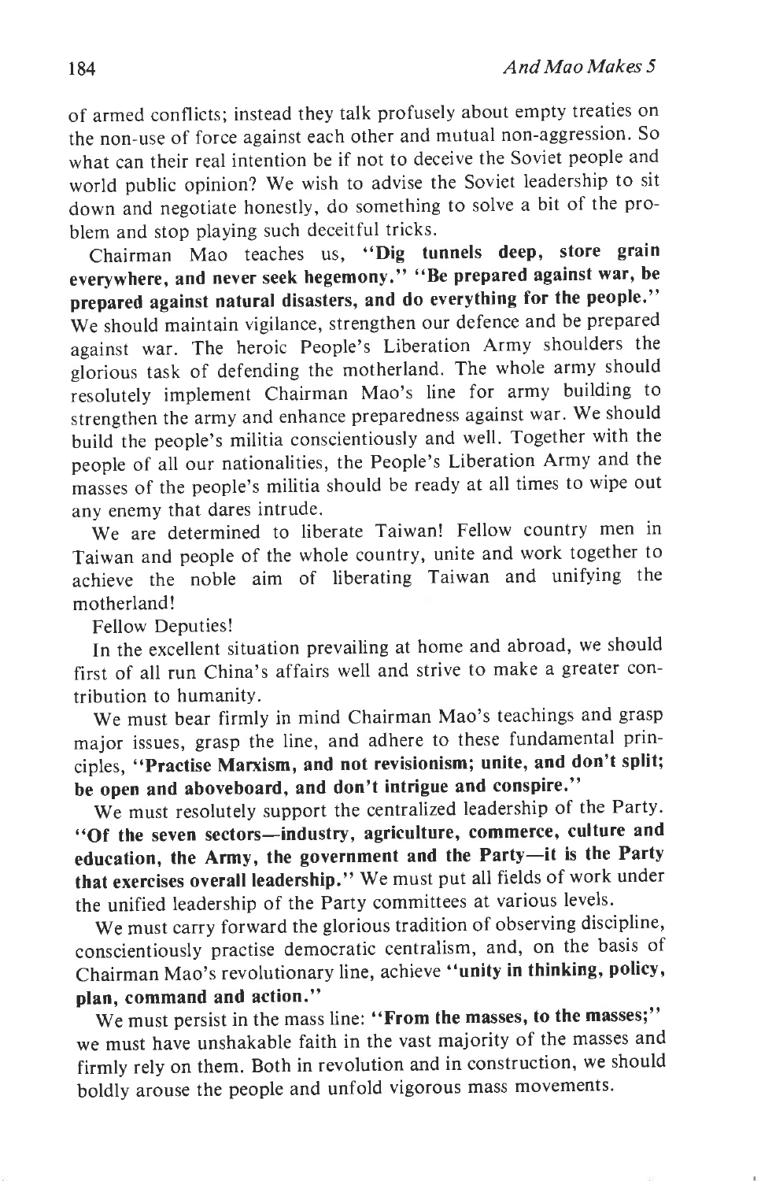of armed conflicts; instead they talk profusely about empty treaties on the non-use of force against each other and mutual non-aggression. So what can their real intention be if not to deceive the Soviet people and world public opinion? We wish to advise the Soviet leadership to sit down and negotiate honestly, do something to solve a bit of the problem and stop playing such deceitful tricks.

Chairman Mao teaches us, **"Dig tunnels deep, store grain everywhere, and never seek hegemony." "Be prepared against war, be prepared against natural disasters, and do everything for the people."** We should maintain vigilance, strengthen our defence and be prepared against war. The heroic People's Liberation Army shoulders the glorious task of defending the motherland. The whole army should resolutely implement Chairman Mao's line for army building to strengthen the army and enhance preparedness against war. We should build the people's militia conscientiously and well. Together with the people of all our nationalities, the People's Liberation Army and the masses of the people's militia should be ready at all times to wipe out any enemy that dares intrude.

We are determined to liberate Taiwan! Fellow country men in Taiwan and people of the whole country, unite and work together to achieve the noble aim of liberating Taiwan and unifying the motherland!

Fellow Deputies!

In the excellent situation prevailing at home and abroad, we should first of all run China's affairs well and strive to make a greater contribution to humanity.

We must bear firmly in mind Chairman Mao's teachings and grasp major issues, grasp the line, and adhere to these fundamental principles, **"Practise Marxism, and not revisionism; unite, and don't split; be open and aboveboard, and don't intrigue and conspire."**

We must resolutely support the centralized leadership of the Party. **"Of the seven sectors—industry, agriculture, commerce, culture and education, the Army, the government and the Party—it is the Party that exercises overall leadership."** We must put all fields of work under the unified leadership of the Party committees at various levels.

We must carry forward the glorious tradition of observing discipline, conscientiously practise democratic centralism, and, on the basis of Chairman Mao's revolutionary line, achieve **"unity in thinking, policy, plan, command and action."**

We must persist in the mass line: **"From the masses, to the masses;"** we must have unshakable faith in the vast majority of the masses and firmly rely on them. Both in revolution and in construction, we should boldly arouse the people and unfold vigorous mass movements.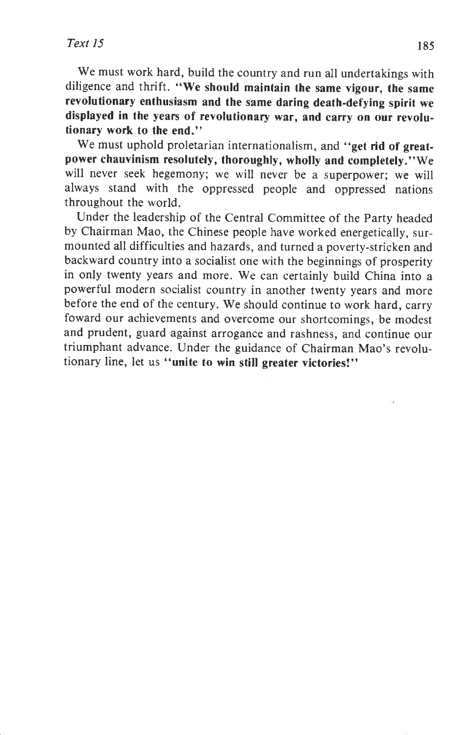We must work hard, build the country and run all undertakings with diligence and thrift. "**We should maintain the same vigour, the same revolutionary enthusiasm and the same daring death-defying spirit we displayed in the years of revolutionary war, and carry on our revolutionary work to the end.**"

We must uphold proletarian internationalism, and "**get rid of great-power chauvinism resolutely, thoroughly, wholly and completely.**"We will never seek hegemony; we will never be a superpower; we will always stand with the oppressed people and oppressed nations throughout the world.

Under the leadership of the Central Committee of the Party headed by Chairman Mao, the Chinese people have worked energetically, surmounted all difficulties and hazards, and turned a poverty-stricken and backward country into a socialist one with the beginnings of prosperity in only twenty years and more. We can certainly build China into a powerful modern socialist country in another twenty years and more before the end of the century. We should continue to work hard, carry foward our achievements and overcome our shortcomings, be modest and prudent, guard against arrogance and rashness, and continue our triumphant advance. Under the guidance of Chairman Mao's revolutionary line, let us "**unite to win still greater victories!**"